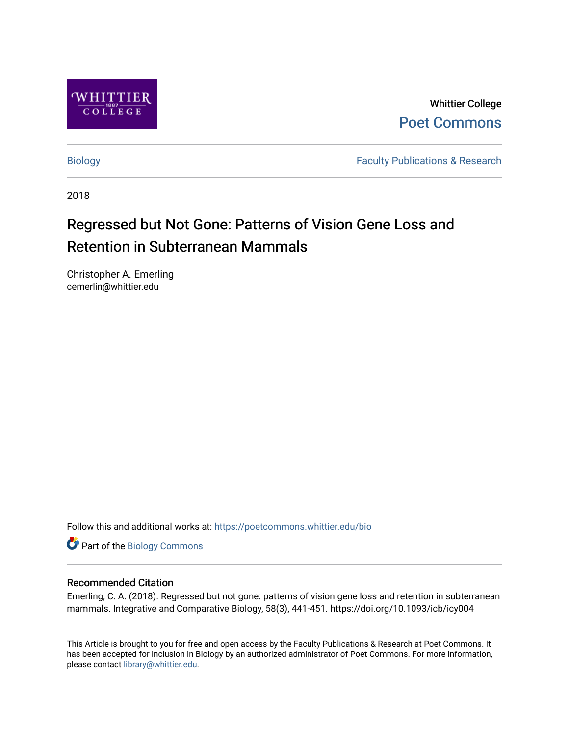Whittier College

Poet Commons

Biology | Faculty Publications & Research

2018

# Regressed but Not Gone: Patterns of Vision Gene Loss and Retention in Subterranean Mammals

Christopher A. Emerling
cemerlin@whittier.edu

Follow this and additional works at: https://poetcommons.whittier.edu/bio

Part of the Biology Commons

## Recommended Citation

Emerling, C. A. (2018). Regressed but not gone: patterns of vision gene loss and retention in subterranean mammals. Integrative and Comparative Biology, 58(3), 441-451. https://doi.org/10.1093/icb/icy004

This Article is brought to you for free and open access by the Faculty Publications & Research at Poet Commons. It has been accepted for inclusion in Biology by an authorized administrator of Poet Commons. For more information, please contact library@whittier.edu.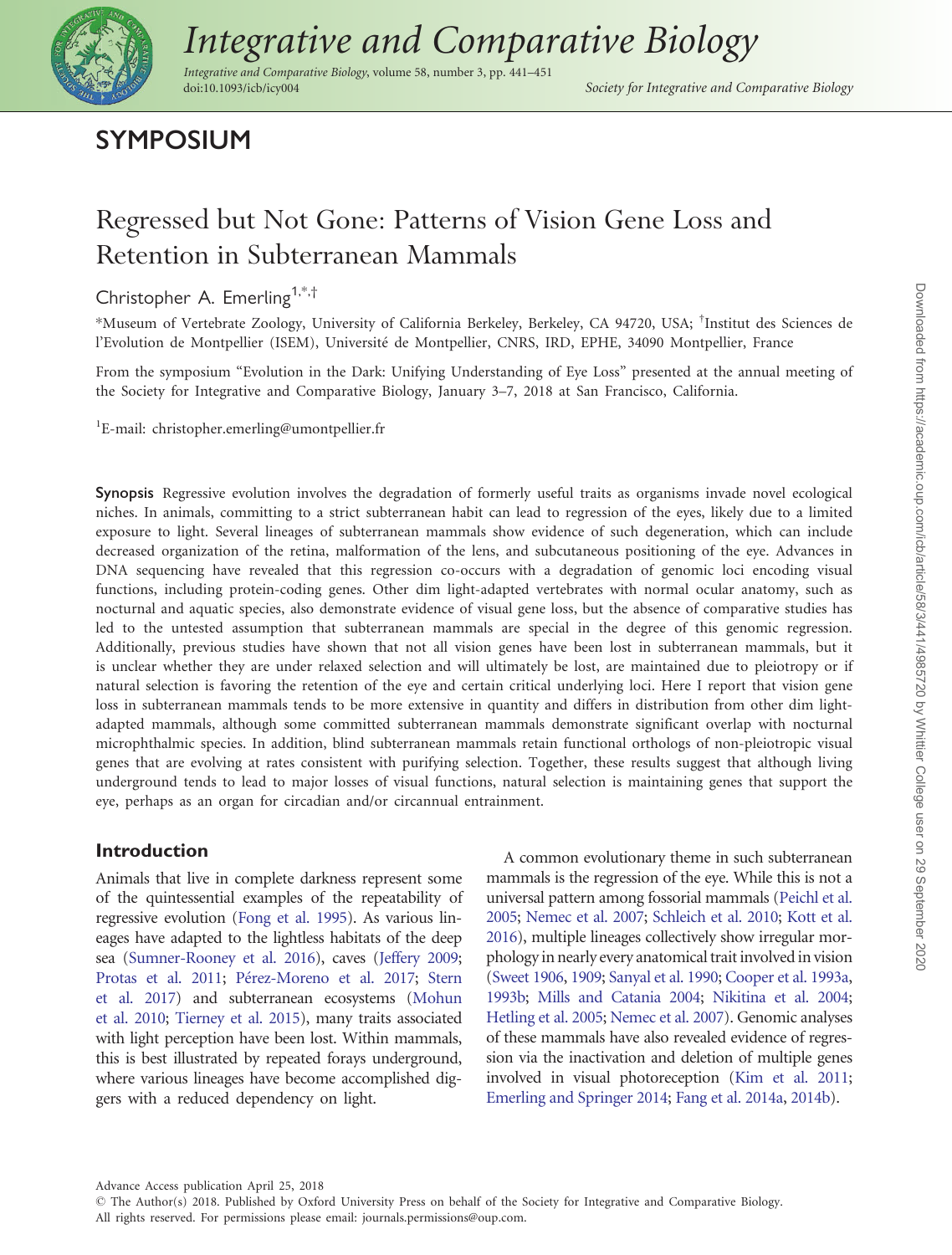# SYMPOSIUM

# Regressed but Not Gone: Patterns of Vision Gene Loss and Retention in Subterranean Mammals

Christopher A. Emerling[1,*,†]

*Museum of Vertebrate Zoology, University of California Berkeley, Berkeley, CA 94720, USA; †Institut des Sciences de l'Evolution de Montpellier (ISEM), Université de Montpellier, CNRS, IRD, EPHE, 34090 Montpellier, France

From the symposium "Evolution in the Dark: Unifying Understanding of Eye Loss" presented at the annual meeting of the Society for Integrative and Comparative Biology, January 3–7, 2018 at San Francisco, California.

[1]E-mail: christopher.emerling@umontpellier.fr

**Synopsis** Regressive evolution involves the degradation of formerly useful traits as organisms invade novel ecological niches. In animals, committing to a strict subterranean habit can lead to regression of the eyes, likely due to a limited exposure to light. Several lineages of subterranean mammals show evidence of such degeneration, which can include decreased organization of the retina, malformation of the lens, and subcutaneous positioning of the eye. Advances in DNA sequencing have revealed that this regression co-occurs with a degradation of genomic loci encoding visual functions, including protein-coding genes. Other dim light-adapted vertebrates with normal ocular anatomy, such as nocturnal and aquatic species, also demonstrate evidence of visual gene loss, but the absence of comparative studies has led to the untested assumption that subterranean mammals are special in the degree of this genomic regression. Additionally, previous studies have shown that not all vision genes have been lost in subterranean mammals, but it is unclear whether they are under relaxed selection and will ultimately be lost, are maintained due to pleiotropy or if natural selection is favoring the retention of the eye and certain critical underlying loci. Here I report that vision gene loss in subterranean mammals tends to be more extensive in quantity and differs in distribution from other dim light-adapted mammals, although some committed subterranean mammals demonstrate significant overlap with nocturnal microphthalmic species. In addition, blind subterranean mammals retain functional orthologs of non-pleiotropic visual genes that are evolving at rates consistent with purifying selection. Together, these results suggest that although living underground tends to lead to major losses of visual functions, natural selection is maintaining genes that support the eye, perhaps as an organ for circadian and/or circannual entrainment.

## Introduction

Animals that live in complete darkness represent some of the quintessential examples of the repeatability of regressive evolution (Fong et al. 1995). As various lineages have adapted to the lightless habitats of the deep sea (Sumner-Rooney et al. 2016), caves (Jeffery 2009; Protas et al. 2011; Pérez-Moreno et al. 2017; Stern et al. 2017) and subterranean ecosystems (Mohun et al. 2010; Tierney et al. 2015), many traits associated with light perception have been lost. Within mammals, this is best illustrated by repeated forays underground, where various lineages have become accomplished diggers with a reduced dependency on light.

A common evolutionary theme in such subterranean mammals is the regression of the eye. While this is not a universal pattern among fossorial mammals (Peichl et al. 2005; Nemec et al. 2007; Schleich et al. 2010; Kott et al. 2016), multiple lineages collectively show irregular morphology in nearly every anatomical trait involved in vision (Sweet 1906, 1909; Sanyal et al. 1990; Cooper et al. 1993a, 1993b; Mills and Catania 2004; Nikitina et al. 2004; Hetling et al. 2005; Nemec et al. 2007). Genomic analyses of these mammals have also revealed evidence of regression via the inactivation and deletion of multiple genes involved in visual photoreception (Kim et al. 2011; Emerling and Springer 2014; Fang et al. 2014a, 2014b).

Advance Access publication April 25, 2018
© The Author(s) 2018. Published by Oxford University Press on behalf of the Society for Integrative and Comparative Biology.
All rights reserved. For permissions please email: journals.permissions@oup.com.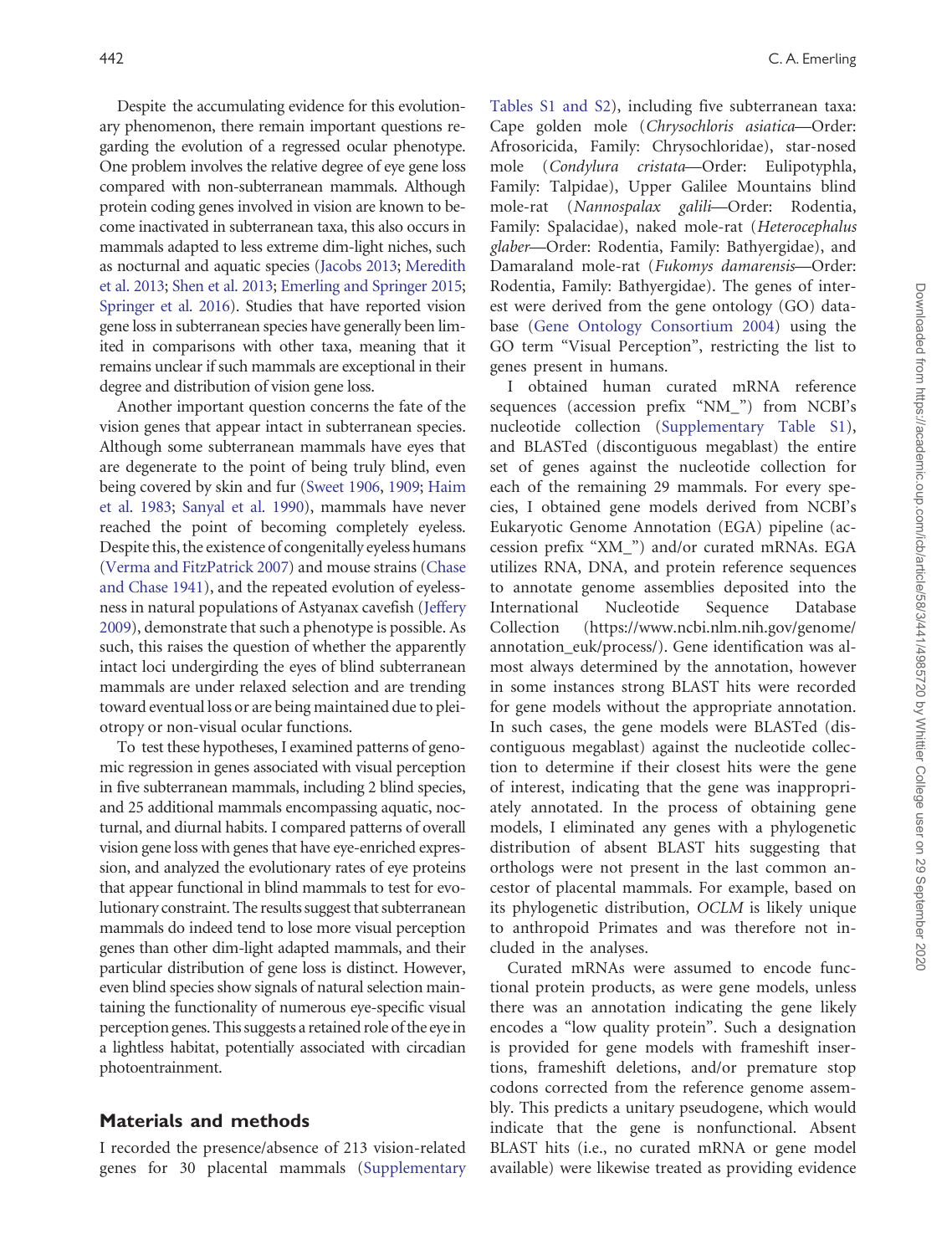Despite the accumulating evidence for this evolutionary phenomenon, there remain important questions regarding the evolution of a regressed ocular phenotype. One problem involves the relative degree of eye gene loss compared with non-subterranean mammals. Although protein coding genes involved in vision are known to become inactivated in subterranean taxa, this also occurs in mammals adapted to less extreme dim-light niches, such as nocturnal and aquatic species (Jacobs 2013; Meredith et al. 2013; Shen et al. 2013; Emerling and Springer 2015; Springer et al. 2016). Studies that have reported vision gene loss in subterranean species have generally been limited in comparisons with other taxa, meaning that it remains unclear if such mammals are exceptional in their degree and distribution of vision gene loss.

Another important question concerns the fate of the vision genes that appear intact in subterranean species. Although some subterranean mammals have eyes that are degenerate to the point of being truly blind, even being covered by skin and fur (Sweet 1906, 1909; Haim et al. 1983; Sanyal et al. 1990), mammals have never reached the point of becoming completely eyeless. Despite this, the existence of congenitally eyeless humans (Verma and FitzPatrick 2007) and mouse strains (Chase and Chase 1941), and the repeated evolution of eyelessness in natural populations of Astyanax cavefish (Jeffery 2009), demonstrate that such a phenotype is possible. As such, this raises the question of whether the apparently intact loci undergirding the eyes of blind subterranean mammals are under relaxed selection and are trending toward eventual loss or are being maintained due to pleiotropy or non-visual ocular functions.

To test these hypotheses, I examined patterns of genomic regression in genes associated with visual perception in five subterranean mammals, including 2 blind species, and 25 additional mammals encompassing aquatic, nocturnal, and diurnal habits. I compared patterns of overall vision gene loss with genes that have eye-enriched expression, and analyzed the evolutionary rates of eye proteins that appear functional in blind mammals to test for evolutionary constraint. The results suggest that subterranean mammals do indeed tend to lose more visual perception genes than other dim-light adapted mammals, and their particular distribution of gene loss is distinct. However, even blind species show signals of natural selection maintaining the functionality of numerous eye-specific visual perception genes. This suggests a retained role of the eye in a lightless habitat, potentially associated with circadian photoentrainment.

## Materials and methods

I recorded the presence/absence of 213 vision-related genes for 30 placental mammals (Supplementary Tables S1 and S2), including five subterranean taxa: Cape golden mole (*Chrysochloris asiatica*—Order: Afrosoricida, Family: Chrysochloridae), star-nosed mole (*Condylura cristata*—Order: Eulipotyphla, Family: Talpidae), Upper Galilee Mountains blind mole-rat (*Nannospalax galili*—Order: Rodentia, Family: Spalacidae), naked mole-rat (*Heterocephalus glaber*—Order: Rodentia, Family: Bathyergidae), and Damaraland mole-rat (*Fukomys damarensis*—Order: Rodentia, Family: Bathyergidae). The genes of interest were derived from the gene ontology (GO) database (Gene Ontology Consortium 2004) using the GO term "Visual Perception", restricting the list to genes present in humans.

I obtained human curated mRNA reference sequences (accession prefix "NM_") from NCBI's nucleotide collection (Supplementary Table S1), and BLASTed (discontiguous megablast) the entire set of genes against the nucleotide collection for each of the remaining 29 mammals. For every species, I obtained gene models derived from NCBI's Eukaryotic Genome Annotation (EGA) pipeline (accession prefix "XM_") and/or curated mRNAs. EGA utilizes RNA, DNA, and protein reference sequences to annotate genome assemblies deposited into the International Nucleotide Sequence Database Collection (https://www.ncbi.nlm.nih.gov/genome/annotation_euk/process/). Gene identification was almost always determined by the annotation, however in some instances strong BLAST hits were recorded for gene models without the appropriate annotation. In such cases, the gene models were BLASTed (discontiguous megablast) against the nucleotide collection to determine if their closest hits were the gene of interest, indicating that the gene was inappropriately annotated. In the process of obtaining gene models, I eliminated any genes with a phylogenetic distribution of absent BLAST hits suggesting that orthologs were not present in the last common ancestor of placental mammals. For example, based on its phylogenetic distribution, *OCLM* is likely unique to anthropoid Primates and was therefore not included in the analyses.

Curated mRNAs were assumed to encode functional protein products, as were gene models, unless there was an annotation indicating the gene likely encodes a "low quality protein". Such a designation is provided for gene models with frameshift insertions, frameshift deletions, and/or premature stop codons corrected from the reference genome assembly. This predicts a unitary pseudogene, which would indicate that the gene is nonfunctional. Absent BLAST hits (i.e., no curated mRNA or gene model available) were likewise treated as providing evidence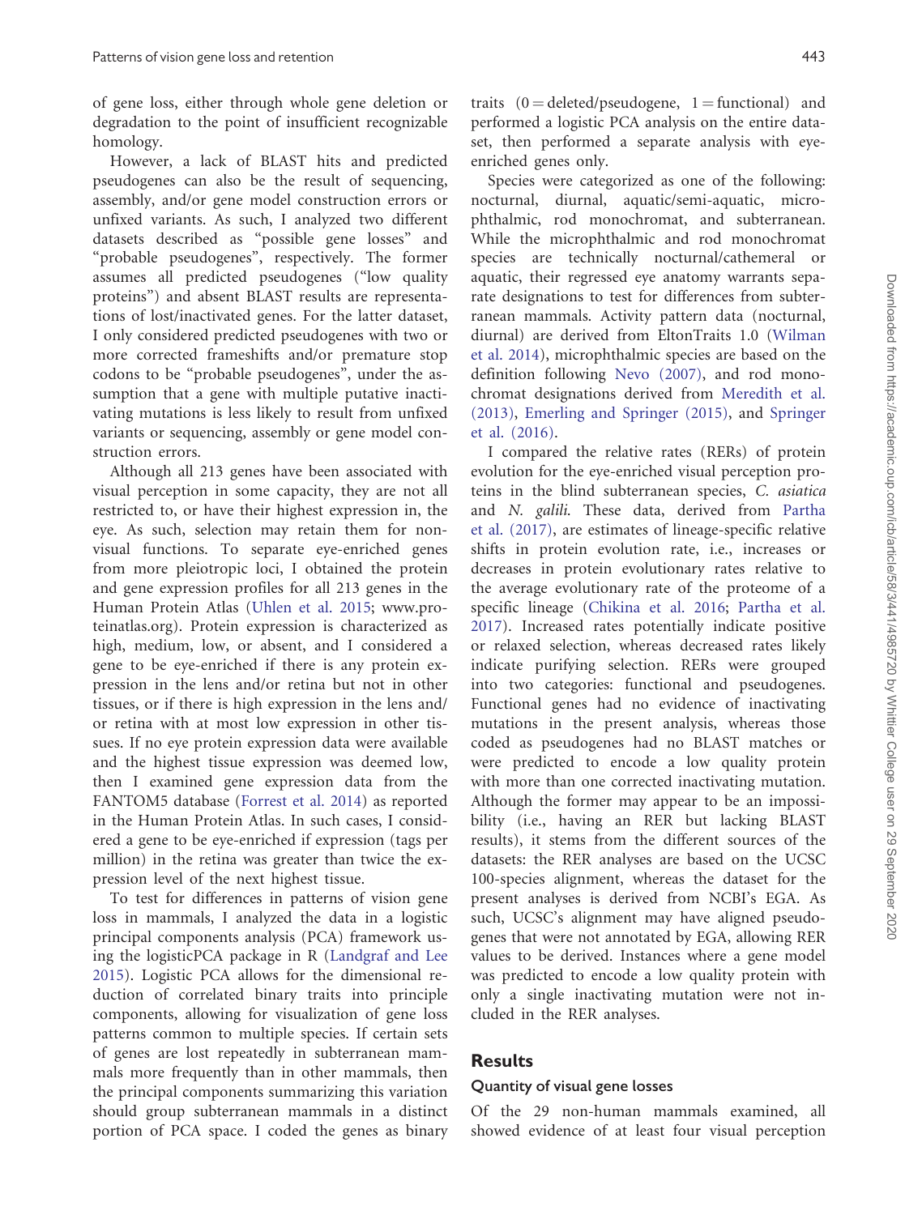of gene loss, either through whole gene deletion or degradation to the point of insufficient recognizable homology.

However, a lack of BLAST hits and predicted pseudogenes can also be the result of sequencing, assembly, and/or gene model construction errors or unfixed variants. As such, I analyzed two different datasets described as "possible gene losses" and "probable pseudogenes", respectively. The former assumes all predicted pseudogenes ("low quality proteins") and absent BLAST results are representations of lost/inactivated genes. For the latter dataset, I only considered predicted pseudogenes with two or more corrected frameshifts and/or premature stop codons to be "probable pseudogenes", under the assumption that a gene with multiple putative inactivating mutations is less likely to result from unfixed variants or sequencing, assembly or gene model construction errors.

Although all 213 genes have been associated with visual perception in some capacity, they are not all restricted to, or have their highest expression in, the eye. As such, selection may retain them for non-visual functions. To separate eye-enriched genes from more pleiotropic loci, I obtained the protein and gene expression profiles for all 213 genes in the Human Protein Atlas (Uhlen et al. 2015; www.proteinatlas.org). Protein expression is characterized as high, medium, low, or absent, and I considered a gene to be eye-enriched if there is any protein expression in the lens and/or retina but not in other tissues, or if there is high expression in the lens and/or retina with at most low expression in other tissues. If no eye protein expression data were available and the highest tissue expression was deemed low, then I examined gene expression data from the FANTOM5 database (Forrest et al. 2014) as reported in the Human Protein Atlas. In such cases, I considered a gene to be eye-enriched if expression (tags per million) in the retina was greater than twice the expression level of the next highest tissue.

To test for differences in patterns of vision gene loss in mammals, I analyzed the data in a logistic principal components analysis (PCA) framework using the logisticPCA package in R (Landgraf and Lee 2015). Logistic PCA allows for the dimensional reduction of correlated binary traits into principle components, allowing for visualization of gene loss patterns common to multiple species. If certain sets of genes are lost repeatedly in subterranean mammals more frequently than in other mammals, then the principal components summarizing this variation should group subterranean mammals in a distinct portion of PCA space. I coded the genes as binary traits (0 = deleted/pseudogene, 1 = functional) and performed a logistic PCA analysis on the entire dataset, then performed a separate analysis with eye-enriched genes only.

Species were categorized as one of the following: nocturnal, diurnal, aquatic/semi-aquatic, microphthalmic, rod monochromat, and subterranean. While the microphthalmic and rod monochromat species are technically nocturnal/cathemeral or aquatic, their regressed eye anatomy warrants separate designations to test for differences from subterranean mammals. Activity pattern data (nocturnal, diurnal) are derived from EltonTraits 1.0 (Wilman et al. 2014), microphthalmic species are based on the definition following Nevo (2007), and rod monochromat designations derived from Meredith et al. (2013), Emerling and Springer (2015), and Springer et al. (2016).

I compared the relative rates (RERs) of protein evolution for the eye-enriched visual perception proteins in the blind subterranean species, *C. asiatica* and *N. galili*. These data, derived from Partha et al. (2017), are estimates of lineage-specific relative shifts in protein evolution rate, i.e., increases or decreases in protein evolutionary rates relative to the average evolutionary rate of the proteome of a specific lineage (Chikina et al. 2016; Partha et al. 2017). Increased rates potentially indicate positive or relaxed selection, whereas decreased rates likely indicate purifying selection. RERs were grouped into two categories: functional and pseudogenes. Functional genes had no evidence of inactivating mutations in the present analysis, whereas those coded as pseudogenes had no BLAST matches or were predicted to encode a low quality protein with more than one corrected inactivating mutation. Although the former may appear to be an impossibility (i.e., having an RER but lacking BLAST results), it stems from the different sources of the datasets: the RER analyses are based on the UCSC 100-species alignment, whereas the dataset for the present analyses is derived from NCBI's EGA. As such, UCSC's alignment may have aligned pseudogenes that were not annotated by EGA, allowing RER values to be derived. Instances where a gene model was predicted to encode a low quality protein with only a single inactivating mutation were not included in the RER analyses.

## Results

### Quantity of visual gene losses

Of the 29 non-human mammals examined, all showed evidence of at least four visual perception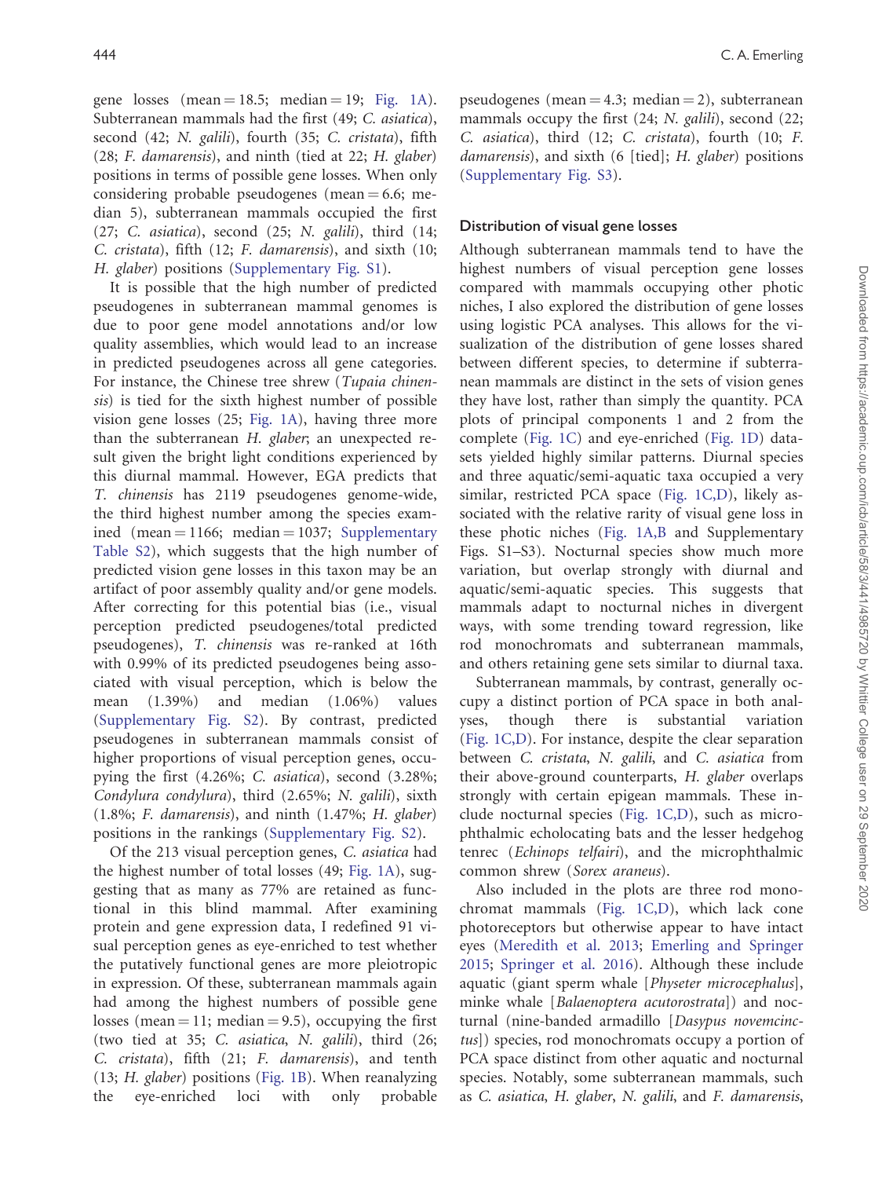gene losses (mean = 18.5; median = 19; Fig. 1A). Subterranean mammals had the first (49; *C. asiatica*), second (42; *N. galili*), fourth (35; *C. cristata*), fifth (28; *F. damarensis*), and ninth (tied at 22; *H. glaber*) positions in terms of possible gene losses. When only considering probable pseudogenes (mean = 6.6; median 5), subterranean mammals occupied the first (27; *C. asiatica*), second (25; *N. galili*), third (14; *C. cristata*), fifth (12; *F. damarensis*), and sixth (10; *H. glaber*) positions (Supplementary Fig. S1).

It is possible that the high number of predicted pseudogenes in subterranean mammal genomes is due to poor gene model annotations and/or low quality assemblies, which would lead to an increase in predicted pseudogenes across all gene categories. For instance, the Chinese tree shrew (*Tupaia chinensis*) is tied for the sixth highest number of possible vision gene losses (25; Fig. 1A), having three more than the subterranean *H. glaber*; an unexpected result given the bright light conditions experienced by this diurnal mammal. However, EGA predicts that *T. chinensis* has 2119 pseudogenes genome-wide, the third highest number among the species examined (mean = 1166; median = 1037; Supplementary Table S2), which suggests that the high number of predicted vision gene losses in this taxon may be an artifact of poor assembly quality and/or gene models. After correcting for this potential bias (i.e., visual perception predicted pseudogenes/total predicted pseudogenes), *T. chinensis* was re-ranked at 16th with 0.99% of its predicted pseudogenes being associated with visual perception, which is below the mean (1.39%) and median (1.06%) values (Supplementary Fig. S2). By contrast, predicted pseudogenes in subterranean mammals consist of higher proportions of visual perception genes, occupying the first (4.26%; *C. asiatica*), second (3.28%; *Condylura condylura*), third (2.65%; *N. galili*), sixth (1.8%; *F. damarensis*), and ninth (1.47%; *H. glaber*) positions in the rankings (Supplementary Fig. S2).

Of the 213 visual perception genes, *C. asiatica* had the highest number of total losses (49; Fig. 1A), suggesting that as many as 77% are retained as functional in this blind mammal. After examining protein and gene expression data, I redefined 91 visual perception genes as eye-enriched to test whether the putatively functional genes are more pleiotropic in expression. Of these, subterranean mammals again had among the highest numbers of possible gene losses (mean = 11; median = 9.5), occupying the first (two tied at 35; *C. asiatica*, *N. galili*), third (26; *C. cristata*), fifth (21; *F. damarensis*), and tenth (13; *H. glaber*) positions (Fig. 1B). When reanalyzing the eye-enriched loci with only probable pseudogenes (mean = 4.3; median = 2), subterranean mammals occupy the first (24; *N. galili*), second (22; *C. asiatica*), third (12; *C. cristata*), fourth (10; *F. damarensis*), and sixth (6 [tied]; *H. glaber*) positions (Supplementary Fig. S3).

### Distribution of visual gene losses

Although subterranean mammals tend to have the highest numbers of visual perception gene losses compared with mammals occupying other photic niches, I also explored the distribution of gene losses using logistic PCA analyses. This allows for the visualization of the distribution of gene losses shared between different species, to determine if subterranean mammals are distinct in the sets of vision genes they have lost, rather than simply the quantity. PCA plots of principal components 1 and 2 from the complete (Fig. 1C) and eye-enriched (Fig. 1D) datasets yielded highly similar patterns. Diurnal species and three aquatic/semi-aquatic taxa occupied a very similar, restricted PCA space (Fig. 1C,D), likely associated with the relative rarity of visual gene loss in these photic niches (Fig. 1A,B and Supplementary Figs. S1–S3). Nocturnal species show much more variation, but overlap strongly with diurnal and aquatic/semi-aquatic species. This suggests that mammals adapt to nocturnal niches in divergent ways, with some trending toward regression, like rod monochromats and subterranean mammals, and others retaining gene sets similar to diurnal taxa.

Subterranean mammals, by contrast, generally occupy a distinct portion of PCA space in both analyses, though there is substantial variation (Fig. 1C,D). For instance, despite the clear separation between *C. cristata*, *N. galili*, and *C. asiatica* from their above-ground counterparts, *H. glaber* overlaps strongly with certain epigean mammals. These include nocturnal species (Fig. 1C,D), such as microphthalmic echolocating bats and the lesser hedgehog tenrec (*Echinops telfairi*), and the microphthalmic common shrew (*Sorex araneus*).

Also included in the plots are three rod monochromat mammals (Fig. 1C,D), which lack cone photoreceptors but otherwise appear to have intact eyes (Meredith et al. 2013; Emerling and Springer 2015; Springer et al. 2016). Although these include aquatic (giant sperm whale [*Physeter microcephalus*], minke whale [*Balaenoptera acutorostrata*]) and nocturnal (nine-banded armadillo [*Dasypus novemcinctus*]) species, rod monochromats occupy a portion of PCA space distinct from other aquatic and nocturnal species. Notably, some subterranean mammals, such as *C. asiatica*, *H. glaber*, *N. galili*, and *F. damarensis*,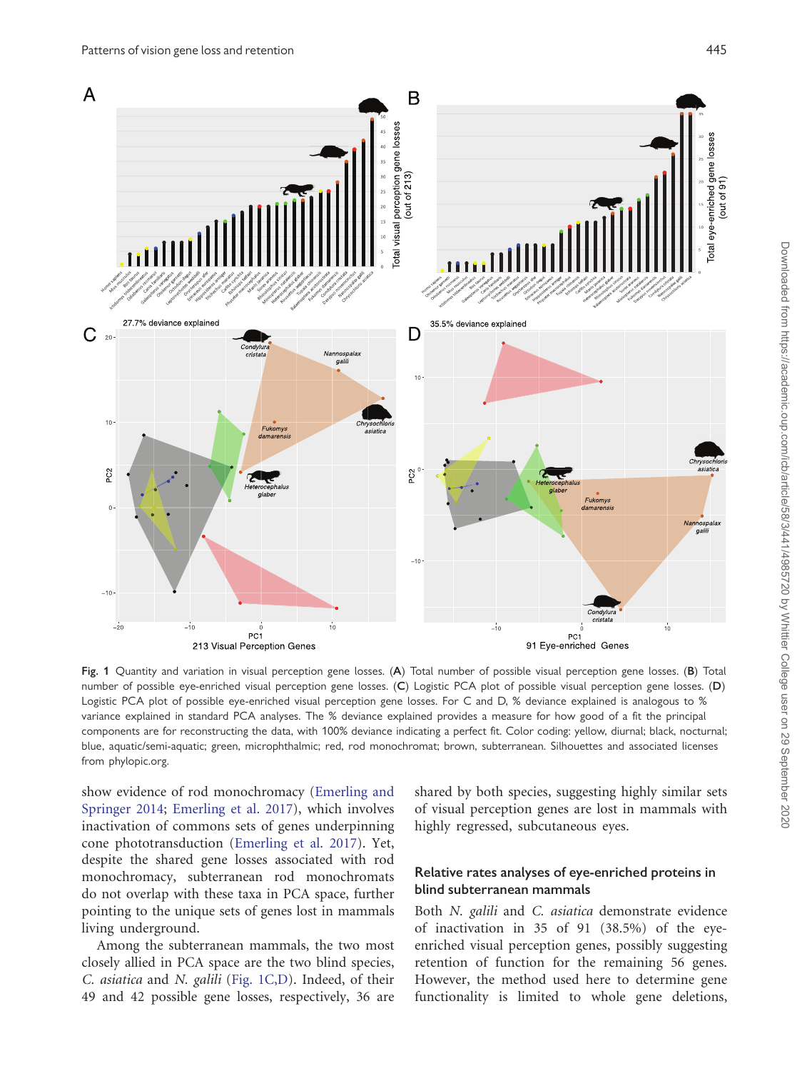**Fig. 1** Quantity and variation in visual perception gene losses. (**A**) Total number of possible visual perception gene losses. (**B**) Total number of possible eye-enriched visual perception gene losses. (**C**) Logistic PCA plot of possible visual perception gene losses. (**D**) Logistic PCA plot of possible eye-enriched visual perception gene losses. For C and D, % deviance explained is analogous to % variance explained in standard PCA analyses. The % deviance explained provides a measure for how good of a fit the principal components are for reconstructing the data, with 100% deviance indicating a perfect fit. Color coding: yellow, diurnal; black, nocturnal; blue, aquatic/semi-aquatic; green, microphthalmic; red, rod monochromat; brown, subterranean. Silhouettes and associated licenses from phylopic.org.

show evidence of rod monochromacy (Emerling and Springer 2014; Emerling et al. 2017), which involves inactivation of commons sets of genes underpinning cone phototransduction (Emerling et al. 2017). Yet, despite the shared gene losses associated with rod monochromacy, subterranean rod monochromats do not overlap with these taxa in PCA space, further pointing to the unique sets of genes lost in mammals living underground.

Among the subterranean mammals, the two most closely allied in PCA space are the two blind species, *C. asiatica* and *N. galili* (Fig. 1C,D). Indeed, of their 49 and 42 possible gene losses, respectively, 36 are shared by both species, suggesting highly similar sets of visual perception genes are lost in mammals with highly regressed, subcutaneous eyes.

## Relative rates analyses of eye-enriched proteins in blind subterranean mammals

Both *N. galili* and *C. asiatica* demonstrate evidence of inactivation in 35 of 91 (38.5%) of the eye-enriched visual perception genes, possibly suggesting retention of function for the remaining 56 genes. However, the method used here to determine gene functionality is limited to whole gene deletions,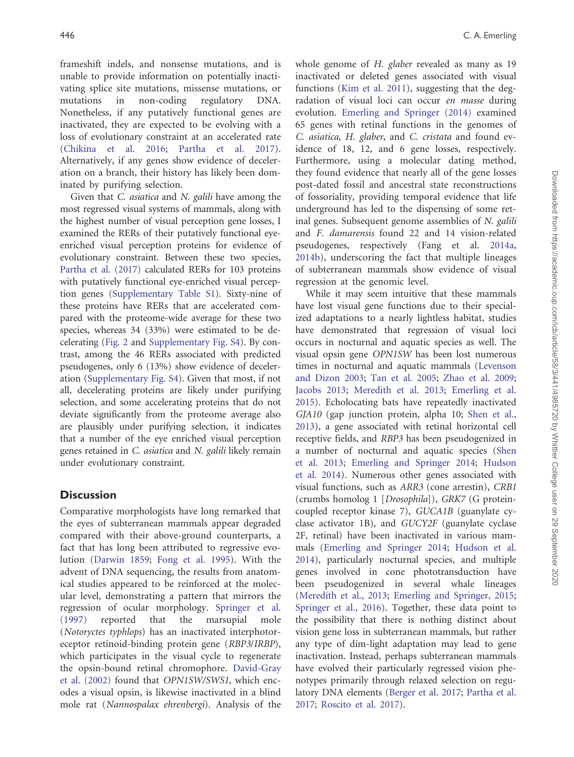frameshift indels, and nonsense mutations, and is unable to provide information on potentially inactivating splice site mutations, missense mutations, or mutations in non-coding regulatory DNA. Nonetheless, if any putatively functional genes are inactivated, they are expected to be evolving with a loss of evolutionary constraint at an accelerated rate (Chikina et al. 2016; Partha et al. 2017). Alternatively, if any genes show evidence of deceleration on a branch, their history has likely been dominated by purifying selection.

Given that *C. asiatica* and *N. galili* have among the most regressed visual systems of mammals, along with the highest number of visual perception gene losses, I examined the RERs of their putatively functional eye-enriched visual perception proteins for evidence of evolutionary constraint. Between these two species, Partha et al. (2017) calculated RERs for 103 proteins with putatively functional eye-enriched visual perception genes (Supplementary Table S1). Sixty-nine of these proteins have RERs that are accelerated compared with the proteome-wide average for these two species, whereas 34 (33%) were estimated to be decelerating (Fig. 2 and Supplementary Fig. S4). By contrast, among the 46 RERs associated with predicted pseudogenes, only 6 (13%) show evidence of deceleration (Supplementary Fig. S4). Given that most, if not all, decelerating proteins are likely under purifying selection, and some accelerating proteins that do not deviate significantly from the proteome average also are plausibly under purifying selection, it indicates that a number of the eye enriched visual perception genes retained in *C. asiatica* and *N. galili* likely remain under evolutionary constraint.

## Discussion

Comparative morphologists have long remarked that the eyes of subterranean mammals appear degraded compared with their above-ground counterparts, a fact that has long been attributed to regressive evolution (Darwin 1859; Fong et al. 1995). With the advent of DNA sequencing, the results from anatomical studies appeared to be reinforced at the molecular level, demonstrating a pattern that mirrors the regression of ocular morphology. Springer et al. (1997) reported that the marsupial mole (*Notoryctes typhlops*) has an inactivated interphotoreceptor retinoid-binding protein gene (*RBP3*/*IRBP*), which participates in the visual cycle to regenerate the opsin-bound retinal chromophore. David-Gray et al. (2002) found that *OPN1SW*/*SWS1*, which encodes a visual opsin, is likewise inactivated in a blind mole rat (*Nannospalax ehrenbergi*). Analysis of the whole genome of *H. glaber* revealed as many as 19 inactivated or deleted genes associated with visual functions (Kim et al. 2011), suggesting that the degradation of visual loci can occur *en masse* during evolution. Emerling and Springer (2014) examined 65 genes with retinal functions in the genomes of *C. asiatica*, *H. glaber*, and *C. cristata* and found evidence of 18, 12, and 6 gene losses, respectively. Furthermore, using a molecular dating method, they found evidence that nearly all of the gene losses post-dated fossil and ancestral state reconstructions of fossoriality, providing temporal evidence that life underground has led to the dispensing of some retinal genes. Subsequent genome assemblies of *N. galili* and *F. damarensis* found 22 and 14 vision-related pseudogenes, respectively (Fang et al. 2014a, 2014b), underscoring the fact that multiple lineages of subterranean mammals show evidence of visual regression at the genomic level.

While it may seem intuitive that these mammals have lost visual gene functions due to their specialized adaptations to a nearly lightless habitat, studies have demonstrated that regression of visual loci occurs in nocturnal and aquatic species as well. The visual opsin gene *OPN1SW* has been lost numerous times in nocturnal and aquatic mammals (Levenson and Dizon 2003; Tan et al. 2005; Zhao et al. 2009; Jacobs 2013; Meredith et al. 2013; Emerling et al. 2015). Echolocating bats have repeatedly inactivated *GJA10* (gap junction protein, alpha 10; Shen et al., 2013), a gene associated with retinal horizontal cell receptive fields, and *RBP3* has been pseudogenized in a number of nocturnal and aquatic species (Shen et al. 2013; Emerling and Springer 2014; Hudson et al. 2014). Numerous other genes associated with visual functions, such as *ARR3* (cone arrestin), *CRB1* (crumbs homolog 1 [*Drosophila*]), *GRK7* (G protein-coupled receptor kinase 7), *GUCA1B* (guanylate cyclase activator 1B), and *GUCY2F* (guanylate cyclase 2F, retinal) have been inactivated in various mammals (Emerling and Springer 2014; Hudson et al. 2014), particularly nocturnal species, and multiple genes involved in cone phototransduction have been pseudogenized in several whale lineages (Meredith et al., 2013; Emerling and Springer, 2015; Springer et al., 2016). Together, these data point to the possibility that there is nothing distinct about vision gene loss in subterranean mammals, but rather any type of dim-light adaptation may lead to gene inactivation. Instead, perhaps subterranean mammals have evolved their particularly regressed vision phenotypes primarily through relaxed selection on regulatory DNA elements (Berger et al. 2017; Partha et al. 2017; Roscito et al. 2017).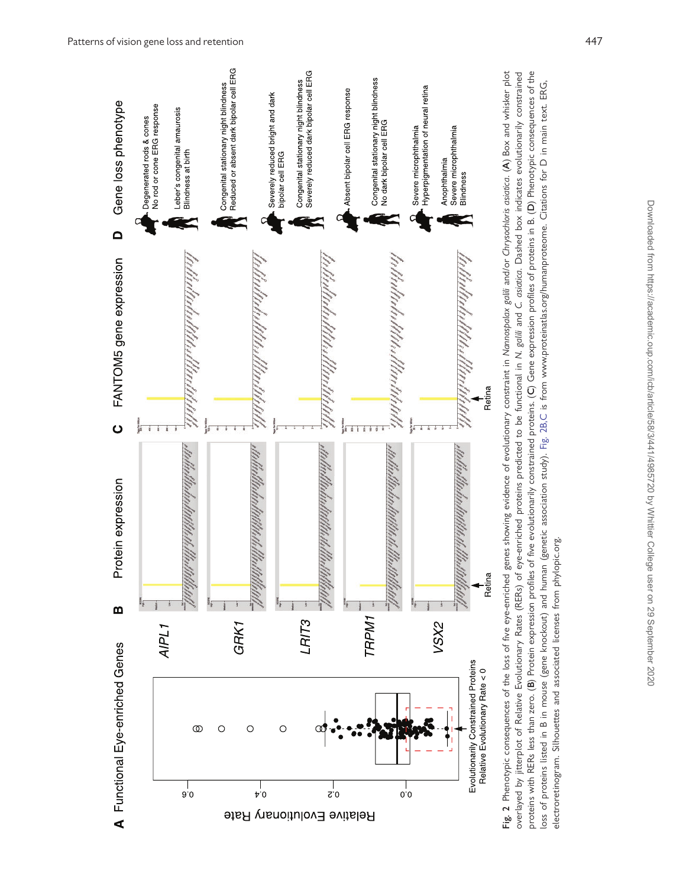**Fig. 2** Phenotypic consequences of the loss of five eye-enriched genes showing evidence of evolutionary constraint in *Nannospalax galili* and/or *Chrysochloris asiatica*. (**A**) Box and whisker plot overlayed by jitterplot of Relative Evolutionary Rates (RERs) of eye-enriched proteins predicted to be functional in *N. galili* and *C. asiatica*. Dashed box indicates evolutionarily constrained proteins with RERs less than zero. (**B**) Protein expression profiles of five evolutionarily constrained proteins. (**C**) Gene expression profiles of proteins in B. (**D**) Phenotypic consequences of the loss of proteins listed in B in mouse (gene knockout) and human (genetic association study). Fig. 2B,C is from www.proteinatlas.org/humanproteome. Citations for D in main text. ERG, electroretinogram. Silhouettes and associated licenses from phylopic.org.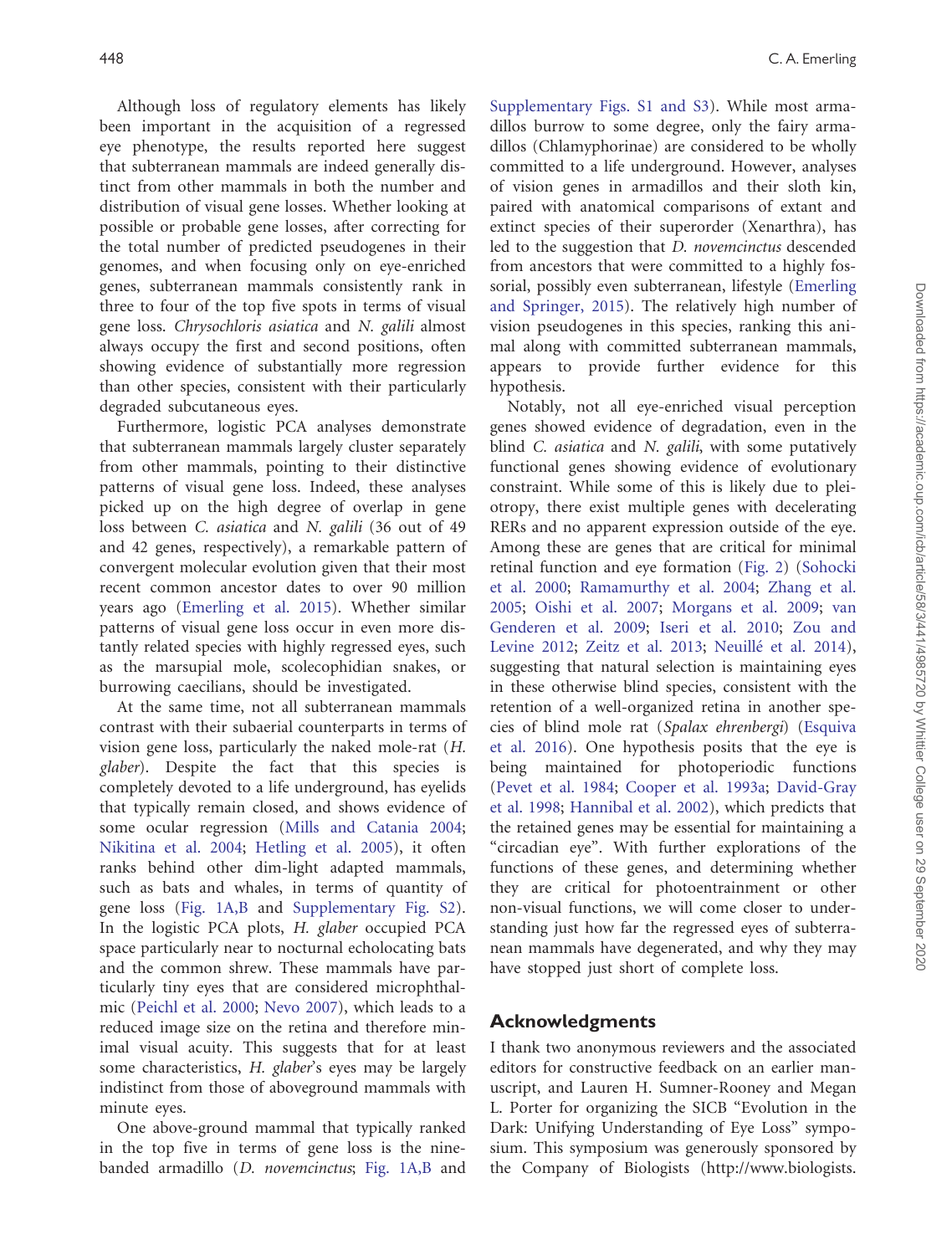Although loss of regulatory elements has likely been important in the acquisition of a regressed eye phenotype, the results reported here suggest that subterranean mammals are indeed generally distinct from other mammals in both the number and distribution of visual gene losses. Whether looking at possible or probable gene losses, after correcting for the total number of predicted pseudogenes in their genomes, and when focusing only on eye-enriched genes, subterranean mammals consistently rank in three to four of the top five spots in terms of visual gene loss. *Chrysochloris asiatica* and *N. galili* almost always occupy the first and second positions, often showing evidence of substantially more regression than other species, consistent with their particularly degraded subcutaneous eyes.

Furthermore, logistic PCA analyses demonstrate that subterranean mammals largely cluster separately from other mammals, pointing to their distinctive patterns of visual gene loss. Indeed, these analyses picked up on the high degree of overlap in gene loss between *C. asiatica* and *N. galili* (36 out of 49 and 42 genes, respectively), a remarkable pattern of convergent molecular evolution given that their most recent common ancestor dates to over 90 million years ago (Emerling et al. 2015). Whether similar patterns of visual gene loss occur in even more distantly related species with highly regressed eyes, such as the marsupial mole, scolecophidian snakes, or burrowing caecilians, should be investigated.

At the same time, not all subterranean mammals contrast with their subaerial counterparts in terms of vision gene loss, particularly the naked mole-rat (*H. glaber*). Despite the fact that this species is completely devoted to a life underground, has eyelids that typically remain closed, and shows evidence of some ocular regression (Mills and Catania 2004; Nikitina et al. 2004; Hetling et al. 2005), it often ranks behind other dim-light adapted mammals, such as bats and whales, in terms of quantity of gene loss (Fig. 1A,B and Supplementary Fig. S2). In the logistic PCA plots, *H. glaber* occupied PCA space particularly near to nocturnal echolocating bats and the common shrew. These mammals have particularly tiny eyes that are considered microphthalmic (Peichl et al. 2000; Nevo 2007), which leads to a reduced image size on the retina and therefore minimal visual acuity. This suggests that for at least some characteristics, *H. glaber*'s eyes may be largely indistinct from those of aboveground mammals with minute eyes.

One above-ground mammal that typically ranked in the top five in terms of gene loss is the nine-banded armadillo (*D. novemcinctus*; Fig. 1A,B and Supplementary Figs. S1 and S3). While most armadillos burrow to some degree, only the fairy armadillos (Chlamyphorinae) are considered to be wholly committed to a life underground. However, analyses of vision genes in armadillos and their sloth kin, paired with anatomical comparisons of extant and extinct species of their superorder (Xenarthra), has led to the suggestion that *D. novemcinctus* descended from ancestors that were committed to a highly fossorial, possibly even subterranean, lifestyle (Emerling and Springer, 2015). The relatively high number of vision pseudogenes in this species, ranking this animal along with committed subterranean mammals, appears to provide further evidence for this hypothesis.

Notably, not all eye-enriched visual perception genes showed evidence of degradation, even in the blind *C. asiatica* and *N. galili*, with some putatively functional genes showing evidence of evolutionary constraint. While some of this is likely due to pleiotropy, there exist multiple genes with decelerating RERs and no apparent expression outside of the eye. Among these are genes that are critical for minimal retinal function and eye formation (Fig. 2) (Sohocki et al. 2000; Ramamurthy et al. 2004; Zhang et al. 2005; Oishi et al. 2007; Morgans et al. 2009; van Genderen et al. 2009; Iseri et al. 2010; Zou and Levine 2012; Zeitz et al. 2013; Neuillé et al. 2014), suggesting that natural selection is maintaining eyes in these otherwise blind species, consistent with the retention of a well-organized retina in another species of blind mole rat (*Spalax ehrenbergi*) (Esquiva et al. 2016). One hypothesis posits that the eye is being maintained for photoperiodic functions (Pevet et al. 1984; Cooper et al. 1993a; David-Gray et al. 1998; Hannibal et al. 2002), which predicts that the retained genes may be essential for maintaining a "circadian eye". With further explorations of the functions of these genes, and determining whether they are critical for photoentrainment or other non-visual functions, we will come closer to understanding just how far the regressed eyes of subterranean mammals have degenerated, and why they may have stopped just short of complete loss.

## Acknowledgments

I thank two anonymous reviewers and the associated editors for constructive feedback on an earlier manuscript, and Lauren H. Sumner-Rooney and Megan L. Porter for organizing the SICB "Evolution in the Dark: Unifying Understanding of Eye Loss" symposium. This symposium was generously sponsored by the Company of Biologists (http://www.biologists.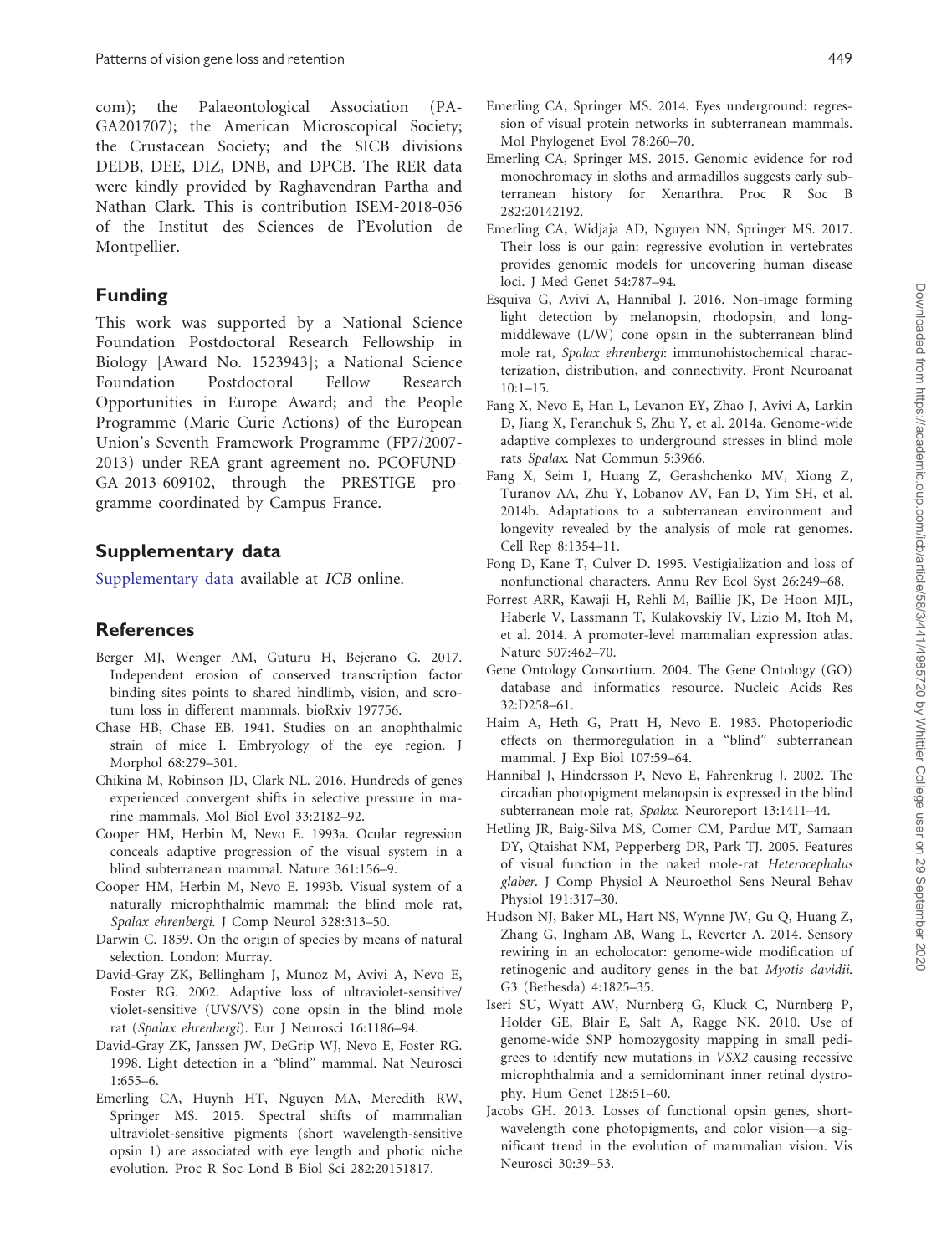com); the Palaeontological Association (PA-GA201707); the American Microscopical Society; the Crustacean Society; and the SICB divisions DEDB, DEE, DIZ, DNB, and DPCB. The RER data were kindly provided by Raghavendran Partha and Nathan Clark. This is contribution ISEM-2018-056 of the Institut des Sciences de l'Evolution de Montpellier.

## Funding

This work was supported by a National Science Foundation Postdoctoral Research Fellowship in Biology [Award No. 1523943]; a National Science Foundation Postdoctoral Fellow Research Opportunities in Europe Award; and the People Programme (Marie Curie Actions) of the European Union's Seventh Framework Programme (FP7/2007-2013) under REA grant agreement no. PCOFUND-GA-2013-609102, through the PRESTIGE programme coordinated by Campus France.

## Supplementary data

Supplementary data available at *ICB* online.

## References

Berger MJ, Wenger AM, Guturu H, Bejerano G. 2017. Independent erosion of conserved transcription factor binding sites points to shared hindlimb, vision, and scrotum loss in different mammals. bioRxiv 197756.

Chase HB, Chase EB. 1941. Studies on an anophthalmic strain of mice I. Embryology of the eye region. J Morphol 68:279–301.

Chikina M, Robinson JD, Clark NL. 2016. Hundreds of genes experienced convergent shifts in selective pressure in marine mammals. Mol Biol Evol 33:2182–92.

Cooper HM, Herbin M, Nevo E. 1993a. Ocular regression conceals adaptive progression of the visual system in a blind subterranean mammal. Nature 361:156–9.

Cooper HM, Herbin M, Nevo E. 1993b. Visual system of a naturally microphthalmic mammal: the blind mole rat, *Spalax ehrenbergi*. J Comp Neurol 328:313–50.

Darwin C. 1859. On the origin of species by means of natural selection. London: Murray.

David-Gray ZK, Bellingham J, Munoz M, Avivi A, Nevo E, Foster RG. 2002. Adaptive loss of ultraviolet-sensitive/violet-sensitive (UVS/VS) cone opsin in the blind mole rat (*Spalax ehrenbergi*). Eur J Neurosci 16:1186–94.

David-Gray ZK, Janssen JW, DeGrip WJ, Nevo E, Foster RG. 1998. Light detection in a "blind" mammal. Nat Neurosci 1:655–6.

Emerling CA, Huynh HT, Nguyen MA, Meredith RW, Springer MS. 2015. Spectral shifts of mammalian ultraviolet-sensitive pigments (short wavelength-sensitive opsin 1) are associated with eye length and photic niche evolution. Proc R Soc Lond B Biol Sci 282:20151817.

Emerling CA, Springer MS. 2014. Eyes underground: regression of visual protein networks in subterranean mammals. Mol Phylogenet Evol 78:260–70.

Emerling CA, Springer MS. 2015. Genomic evidence for rod monochromacy in sloths and armadillos suggests early subterranean history for Xenarthra. Proc R Soc B 282:20142192.

Emerling CA, Widjaja AD, Nguyen NN, Springer MS. 2017. Their loss is our gain: regressive evolution in vertebrates provides genomic models for uncovering human disease loci. J Med Genet 54:787–94.

Esquiva G, Avivi A, Hannibal J. 2016. Non-image forming light detection by melanopsin, rhodopsin, and long-middlewave (L/W) cone opsin in the subterranean blind mole rat, *Spalax ehrenbergi*: immunohistochemical characterization, distribution, and connectivity. Front Neuroanat 10:1–15.

Fang X, Nevo E, Han L, Levanon EY, Zhao J, Avivi A, Larkin D, Jiang X, Feranchuk S, Zhu Y, et al. 2014a. Genome-wide adaptive complexes to underground stresses in blind mole rats *Spalax*. Nat Commun 5:3966.

Fang X, Seim I, Huang Z, Gerashchenko MV, Xiong Z, Turanov AA, Zhu Y, Lobanov AV, Fan D, Yim SH, et al. 2014b. Adaptations to a subterranean environment and longevity revealed by the analysis of mole rat genomes. Cell Rep 8:1354–11.

Fong D, Kane T, Culver D. 1995. Vestigialization and loss of nonfunctional characters. Annu Rev Ecol Syst 26:249–68.

Forrest ARR, Kawaji H, Rehli M, Baillie JK, De Hoon MJL, Haberle V, Lassmann T, Kulakovskiy IV, Lizio M, Itoh M, et al. 2014. A promoter-level mammalian expression atlas. Nature 507:462–70.

Gene Ontology Consortium. 2004. The Gene Ontology (GO) database and informatics resource. Nucleic Acids Res 32:D258–61.

Haim A, Heth G, Pratt H, Nevo E. 1983. Photoperiodic effects on thermoregulation in a "blind" subterranean mammal. J Exp Biol 107:59–64.

Hannibal J, Hindersson P, Nevo E, Fahrenkrug J. 2002. The circadian photopigment melanopsin is expressed in the blind subterranean mole rat, *Spalax*. Neuroreport 13:1411–44.

Hetling JR, Baig-Silva MS, Comer CM, Pardue MT, Samaan DY, Qtaishat NM, Pepperberg DR, Park TJ. 2005. Features of visual function in the naked mole-rat *Heterocephalus glaber*. J Comp Physiol A Neuroethol Sens Neural Behav Physiol 191:317–30.

Hudson NJ, Baker ML, Hart NS, Wynne JW, Gu Q, Huang Z, Zhang G, Ingham AB, Wang L, Reverter A. 2014. Sensory rewiring in an echolocator: genome-wide modification of retinogenic and auditory genes in the bat *Myotis davidii*. G3 (Bethesda) 4:1825–35.

Iseri SU, Wyatt AW, Nürnberg G, Kluck C, Nürnberg P, Holder GE, Blair E, Salt A, Ragge NK. 2010. Use of genome-wide SNP homozygosity mapping in small pedigrees to identify new mutations in *VSX2* causing recessive microphthalmia and a semidominant inner retinal dystrophy. Hum Genet 128:51–60.

Jacobs GH. 2013. Losses of functional opsin genes, short-wavelength cone photopigments, and color vision—a significant trend in the evolution of mammalian vision. Vis Neurosci 30:39–53.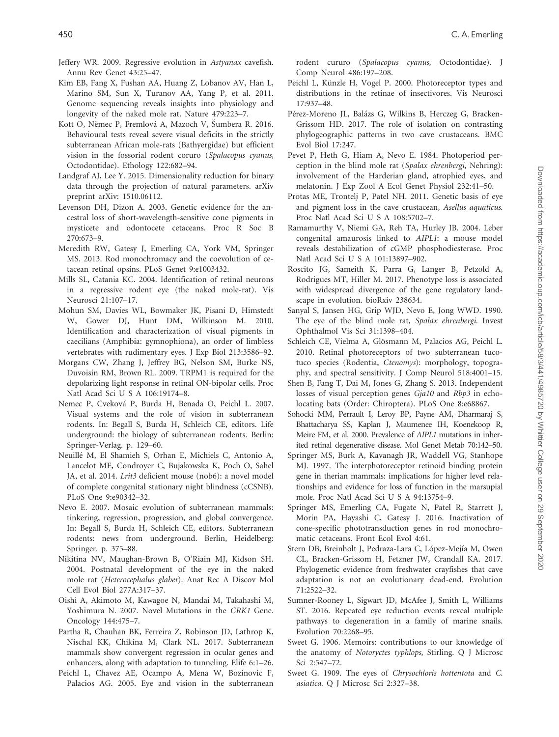Jeffery WR. 2009. Regressive evolution in *Astyanax* cavefish. Annu Rev Genet 43:25–47.

Kim EB, Fang X, Fushan AA, Huang Z, Lobanov AV, Han L, Marino SM, Sun X, Turanov AA, Yang P, et al. 2011. Genome sequencing reveals insights into physiology and longevity of the naked mole rat. Nature 479:223–7.

Kott O, Němec P, Fremlová A, Mazoch V, Šumbera R. 2016. Behavioural tests reveal severe visual deficits in the strictly subterranean African mole-rats (Bathyergidae) but efficient vision in the fossorial rodent coruro (*Spalacopus cyanus*, Octodontidae). Ethology 122:682–94.

Landgraf AJ, Lee Y. 2015. Dimensionality reduction for binary data through the projection of natural parameters. arXiv preprint arXiv: 1510.06112.

Levenson DH, Dizon A. 2003. Genetic evidence for the ancestral loss of short-wavelength-sensitive cone pigments in mysticete and odontocete cetaceans. Proc R Soc B 270:673–9.

Meredith RW, Gatesy J, Emerling CA, York VM, Springer MS. 2013. Rod monochromacy and the coevolution of cetacean retinal opsins. PLoS Genet 9:e1003432.

Mills SL, Catania KC. 2004. Identification of retinal neurons in a regressive rodent eye (the naked mole-rat). Vis Neurosci 21:107–17.

Mohun SM, Davies WL, Bowmaker JK, Pisani D, Himstedt W, Gower DJ, Hunt DM, Wilkinson M. 2010. Identification and characterization of visual pigments in caecilians (Amphibia: gymnophiona), an order of limbless vertebrates with rudimentary eyes. J Exp Biol 213:3586–92.

Morgans CW, Zhang J, Jeffrey BG, Nelson SM, Burke NS, Duvoisin RM, Brown RL. 2009. TRPM1 is required for the depolarizing light response in retinal ON-bipolar cells. Proc Natl Acad Sci U S A 106:19174–8.

Nemec P, Cveková P, Burda H, Benada O, Peichl L. 2007. Visual systems and the role of vision in subterranean rodents. In: Begall S, Burda H, Schleich CE, editors. Life underground: the biology of subterranean rodents. Berlin: Springer-Verlag. p. 129–60.

Neuillé M, El Shamieh S, Orhan E, Michiels C, Antonio A, Lancelot ME, Condroyer C, Bujakowska K, Poch O, Sahel JA, et al. 2014. *Lrit3* deficient mouse (nob6): a novel model of complete congenital stationary night blindness (cCSNB). PLoS One 9:e90342–32.

Nevo E. 2007. Mosaic evolution of subterranean mammals: tinkering, regression, progression, and global convergence. In: Begall S, Burda H, Schleich CE, editors. Subterranean rodents: news from underground. Berlin, Heidelberg: Springer. p. 375–88.

Nikitina NV, Maughan-Brown B, O'Riain MJ, Kidson SH. 2004. Postnatal development of the eye in the naked mole rat (*Heterocephalus glaber*). Anat Rec A Discov Mol Cell Evol Biol 277A:317–37.

Oishi A, Akimoto M, Kawagoe N, Mandai M, Takahashi M, Yoshimura N. 2007. Novel Mutations in the *GRK1* Gene. Oncology 144:475–7.

Partha R, Chauhan BK, Ferreira Z, Robinson JD, Lathrop K, Nischal KK, Chikina M, Clark NL. 2017. Subterranean mammals show convergent regression in ocular genes and enhancers, along with adaptation to tunneling. Elife 6:1–26.

Peichl L, Chavez AE, Ocampo A, Mena W, Bozinovic F, Palacios AG. 2005. Eye and vision in the subterranean rodent cururo (*Spalacopus cyanus*, Octodontidae). J Comp Neurol 486:197–208.

Peichl L, Künzle H, Vogel P. 2000. Photoreceptor types and distributions in the retinae of insectivores. Vis Neurosci 17:937–48.

Pérez-Moreno JL, Balázs G, Wilkins B, Herczeg G, Bracken-Grissom HD. 2017. The role of isolation on contrasting phylogeographic patterns in two cave crustaceans. BMC Evol Biol 17:247.

Pevet P, Heth G, Hiam A, Nevo E. 1984. Photoperiod perception in the blind mole rat (*Spalax ehrenbergi*, Nehring): involvement of the Harderian gland, atrophied eyes, and melatonin. J Exp Zool A Ecol Genet Physiol 232:41–50.

Protas ME, Trontelj P, Patel NH. 2011. Genetic basis of eye and pigment loss in the cave crustacean, *Asellus aquaticus*. Proc Natl Acad Sci U S A 108:5702–7.

Ramamurthy V, Niemi GA, Reh TA, Hurley JB. 2004. Leber congenital amaurosis linked to *AIPL1*: a mouse model reveals destabilization of cGMP phosphodiesterase. Proc Natl Acad Sci U S A 101:13897–902.

Roscito JG, Sameith K, Parra G, Langer B, Petzold A, Rodrigues MT, Hiller M. 2017. Phenotype loss is associated with widespread divergence of the gene regulatory landscape in evolution. bioRxiv 238634.

Sanyal S, Jansen HG, Grip WJD, Nevo E, Jong WWD. 1990. The eye of the blind mole rat, *Spalax ehrenbergi*. Invest Ophthalmol Vis Sci 31:1398–404.

Schleich CE, Vielma A, Glösmann M, Palacios AG, Peichl L. 2010. Retinal photoreceptors of two subterranean tuco-tuco species (Rodentia, *Ctenomys*): morphology, topography, and spectral sensitivity. J Comp Neurol 518:4001–15.

Shen B, Fang T, Dai M, Jones G, Zhang S. 2013. Independent losses of visual perception genes *Gja10* and *Rbp3* in echolocating bats (Order: Chiroptera). PLoS One 8:e68867.

Sohocki MM, Perrault I, Leroy BP, Payne AM, Dharmaraj S, Bhattacharya SS, Kaplan J, Maumenee IH, Koenekoop R, Meire FM, et al. 2000. Prevalence of *AIPL1* mutations in inherited retinal degenerative disease. Mol Genet Metab 70:142–50.

Springer MS, Burk A, Kavanagh JR, Waddell VG, Stanhope MJ. 1997. The interphotoreceptor retinoid binding protein gene in therian mammals: implications for higher level relationships and evidence for loss of function in the marsupial mole. Proc Natl Acad Sci U S A 94:13754–9.

Springer MS, Emerling CA, Fugate N, Patel R, Starrett J, Morin PA, Hayashi C, Gatesy J. 2016. Inactivation of cone-specific phototransduction genes in rod monochromatic cetaceans. Front Ecol Evol 4:61.

Stern DB, Breinholt J, Pedraza-Lara C, López-Mejía M, Owen CL, Bracken-Grissom H, Fetzner JW, Crandall KA. 2017. Phylogenetic evidence from freshwater crayfishes that cave adaptation is not an evolutionary dead-end. Evolution 71:2522–32.

Sumner-Rooney L, Sigwart JD, McAfee J, Smith L, Williams ST. 2016. Repeated eye reduction events reveal multiple pathways to degeneration in a family of marine snails. Evolution 70:2268–95.

Sweet G. 1906. Memoirs: contributions to our knowledge of the anatomy of *Notoryctes typhlops*, Stirling. Q J Microsc Sci 2:547–72.

Sweet G. 1909. The eyes of *Chrysochloris hottentota* and *C. asiatica*. Q J Microsc Sci 2:327–38.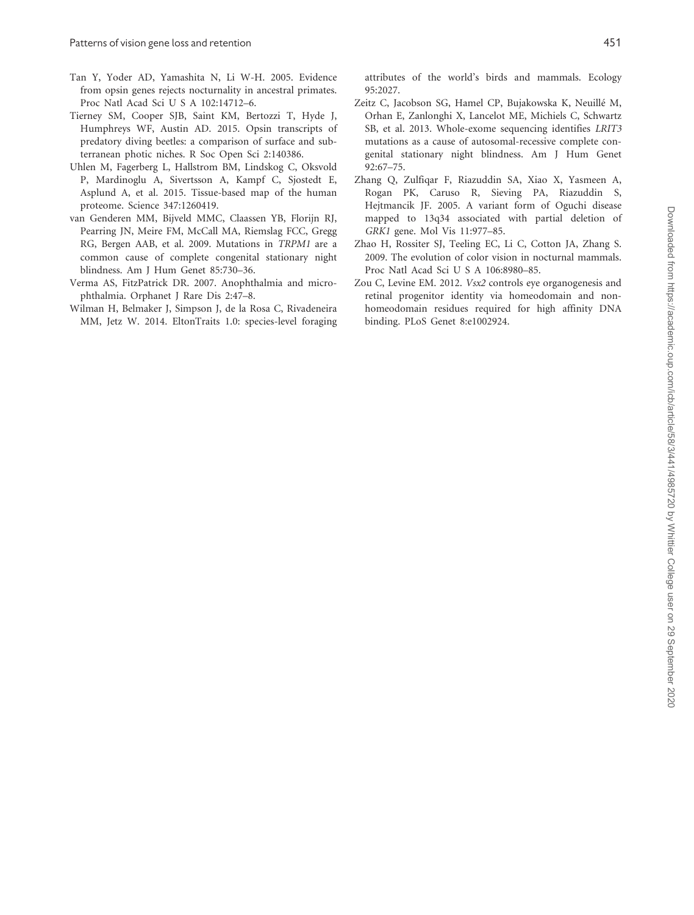Tan Y, Yoder AD, Yamashita N, Li W-H. 2005. Evidence from opsin genes rejects nocturnality in ancestral primates. Proc Natl Acad Sci U S A 102:14712–6.

Tierney SM, Cooper SJB, Saint KM, Bertozzi T, Hyde J, Humphreys WF, Austin AD. 2015. Opsin transcripts of predatory diving beetles: a comparison of surface and subterranean photic niches. R Soc Open Sci 2:140386.

Uhlen M, Fagerberg L, Hallstrom BM, Lindskog C, Oksvold P, Mardinoglu A, Sivertsson A, Kampf C, Sjostedt E, Asplund A, et al. 2015. Tissue-based map of the human proteome. Science 347:1260419.

van Genderen MM, Bijveld MMC, Claassen YB, Florijn RJ, Pearring JN, Meire FM, McCall MA, Riemslag FCC, Gregg RG, Bergen AAB, et al. 2009. Mutations in *TRPM1* are a common cause of complete congenital stationary night blindness. Am J Hum Genet 85:730–36.

Verma AS, FitzPatrick DR. 2007. Anophthalmia and microphthalmia. Orphanet J Rare Dis 2:47–8.

Wilman H, Belmaker J, Simpson J, de la Rosa C, Rivadeneira MM, Jetz W. 2014. EltonTraits 1.0: species-level foraging attributes of the world's birds and mammals. Ecology 95:2027.

Zeitz C, Jacobson SG, Hamel CP, Bujakowska K, Neuillé M, Orhan E, Zanlonghi X, Lancelot ME, Michiels C, Schwartz SB, et al. 2013. Whole-exome sequencing identifies *LRIT3* mutations as a cause of autosomal-recessive complete congenital stationary night blindness. Am J Hum Genet 92:67–75.

Zhang Q, Zulfiqar F, Riazuddin SA, Xiao X, Yasmeen A, Rogan PK, Caruso R, Sieving PA, Riazuddin S, Hejtmancik JF. 2005. A variant form of Oguchi disease mapped to 13q34 associated with partial deletion of *GRK1* gene. Mol Vis 11:977–85.

Zhao H, Rossiter SJ, Teeling EC, Li C, Cotton JA, Zhang S. 2009. The evolution of color vision in nocturnal mammals. Proc Natl Acad Sci U S A 106:8980–85.

Zou C, Levine EM. 2012. *Vsx2* controls eye organogenesis and retinal progenitor identity via homeodomain and non-homeodomain residues required for high affinity DNA binding. PLoS Genet 8:e1002924.